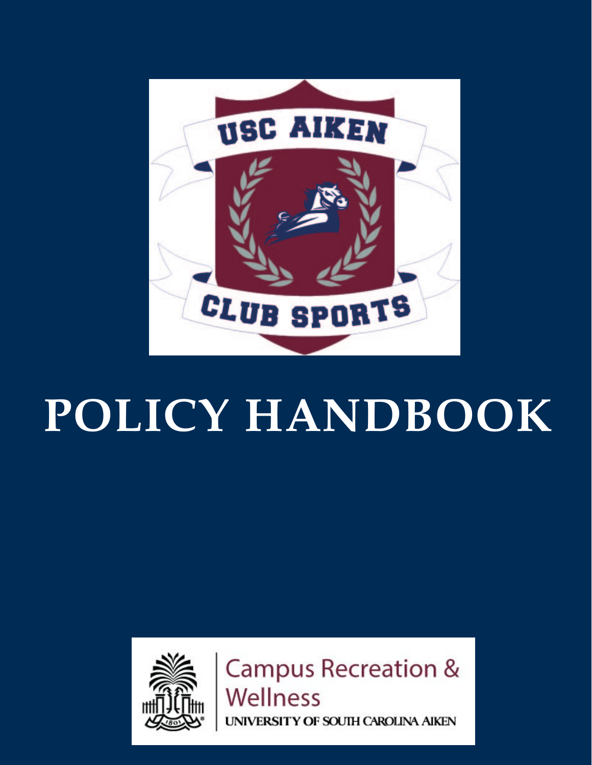USC AIKEN

CLUB SPORTS

# POLICY HANDBOOK

Campus Recreation & Wellness

UNIVERSITY OF SOUTH CAROLINA AIKEN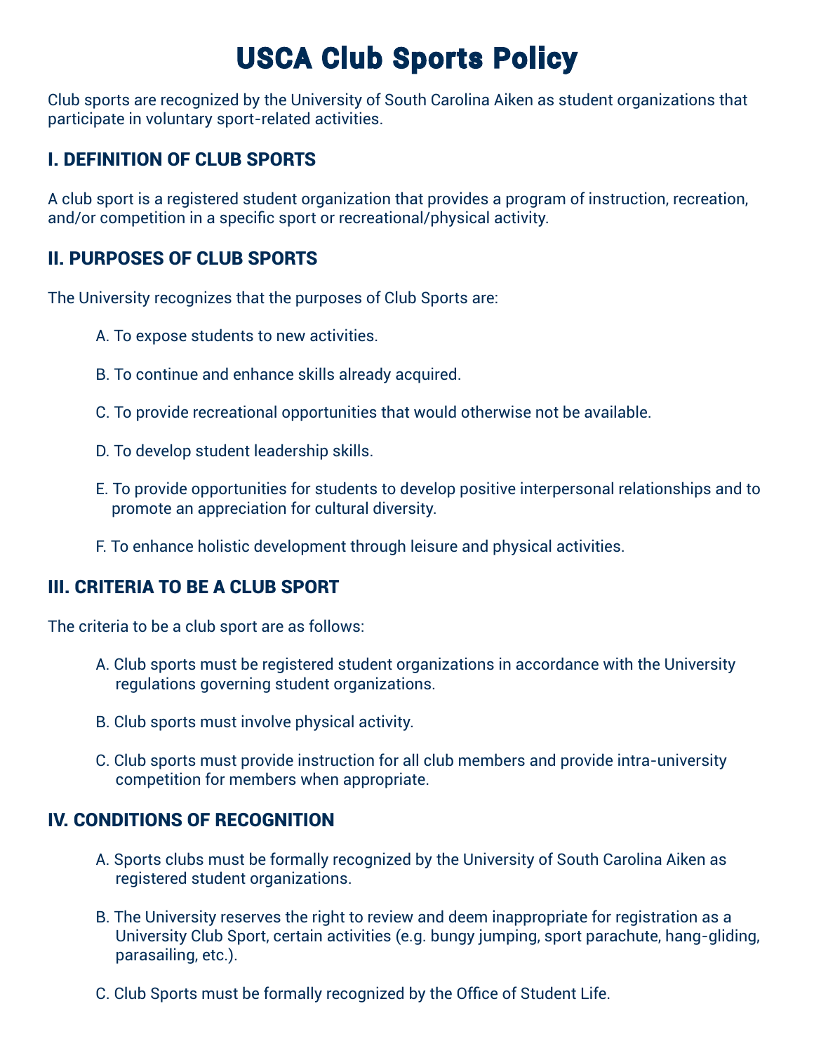# USCA Club Sports Policy

Club sports are recognized by the University of South Carolina Aiken as student organizations that participate in voluntary sport-related activities.

## I. DEFINITION OF CLUB SPORTS

A club sport is a registered student organization that provides a program of instruction, recreation, and/or competition in a specific sport or recreational/physical activity.

## II. PURPOSES OF CLUB SPORTS

The University recognizes that the purposes of Club Sports are:

A. To expose students to new activities.

B. To continue and enhance skills already acquired.

C. To provide recreational opportunities that would otherwise not be available.

D. To develop student leadership skills.

E. To provide opportunities for students to develop positive interpersonal relationships and to promote an appreciation for cultural diversity.

F. To enhance holistic development through leisure and physical activities.

## III. CRITERIA TO BE A CLUB SPORT

The criteria to be a club sport are as follows:

A. Club sports must be registered student organizations in accordance with the University regulations governing student organizations.

B. Club sports must involve physical activity.

C. Club sports must provide instruction for all club members and provide intra-university competition for members when appropriate.

## IV. CONDITIONS OF RECOGNITION

A. Sports clubs must be formally recognized by the University of South Carolina Aiken as registered student organizations.

B. The University reserves the right to review and deem inappropriate for registration as a University Club Sport, certain activities (e.g. bungy jumping, sport parachute, hang-gliding, parasailing, etc.).

C. Club Sports must be formally recognized by the Office of Student Life.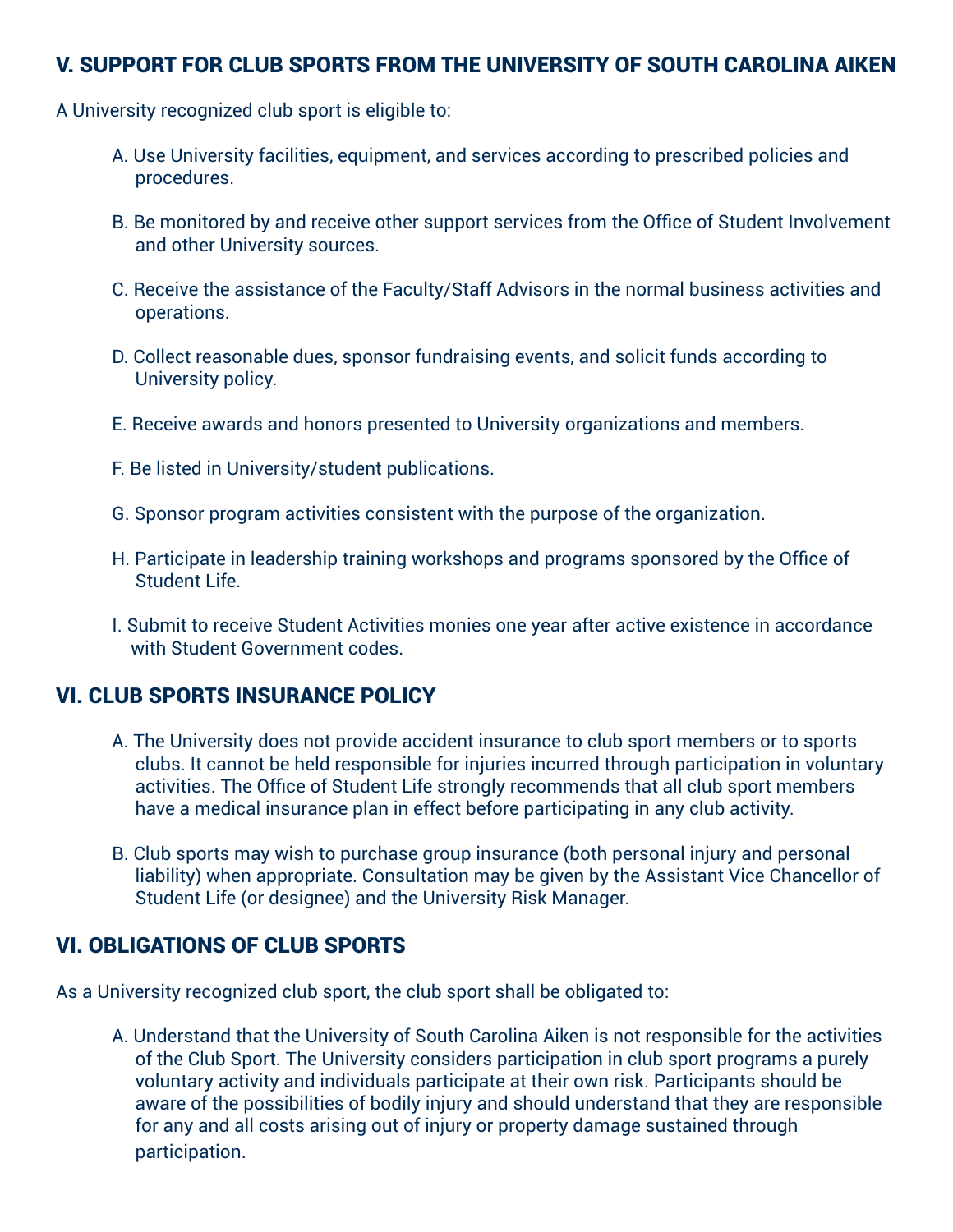## V. SUPPORT FOR CLUB SPORTS FROM THE UNIVERSITY OF SOUTH CAROLINA AIKEN

A University recognized club sport is eligible to:

A. Use University facilities, equipment, and services according to prescribed policies and procedures.

B. Be monitored by and receive other support services from the Office of Student Involvement and other University sources.

C. Receive the assistance of the Faculty/Staff Advisors in the normal business activities and operations.

D. Collect reasonable dues, sponsor fundraising events, and solicit funds according to University policy.

E. Receive awards and honors presented to University organizations and members.

F. Be listed in University/student publications.

G. Sponsor program activities consistent with the purpose of the organization.

H. Participate in leadership training workshops and programs sponsored by the Office of Student Life.

I. Submit to receive Student Activities monies one year after active existence in accordance with Student Government codes.

## VI. CLUB SPORTS INSURANCE POLICY

A. The University does not provide accident insurance to club sport members or to sports clubs. It cannot be held responsible for injuries incurred through participation in voluntary activities. The Office of Student Life strongly recommends that all club sport members have a medical insurance plan in effect before participating in any club activity.

B. Club sports may wish to purchase group insurance (both personal injury and personal liability) when appropriate. Consultation may be given by the Assistant Vice Chancellor of Student Life (or designee) and the University Risk Manager.

## VI. OBLIGATIONS OF CLUB SPORTS

As a University recognized club sport, the club sport shall be obligated to:

A. Understand that the University of South Carolina Aiken is not responsible for the activities of the Club Sport. The University considers participation in club sport programs a purely voluntary activity and individuals participate at their own risk. Participants should be aware of the possibilities of bodily injury and should understand that they are responsible for any and all costs arising out of injury or property damage sustained through participation.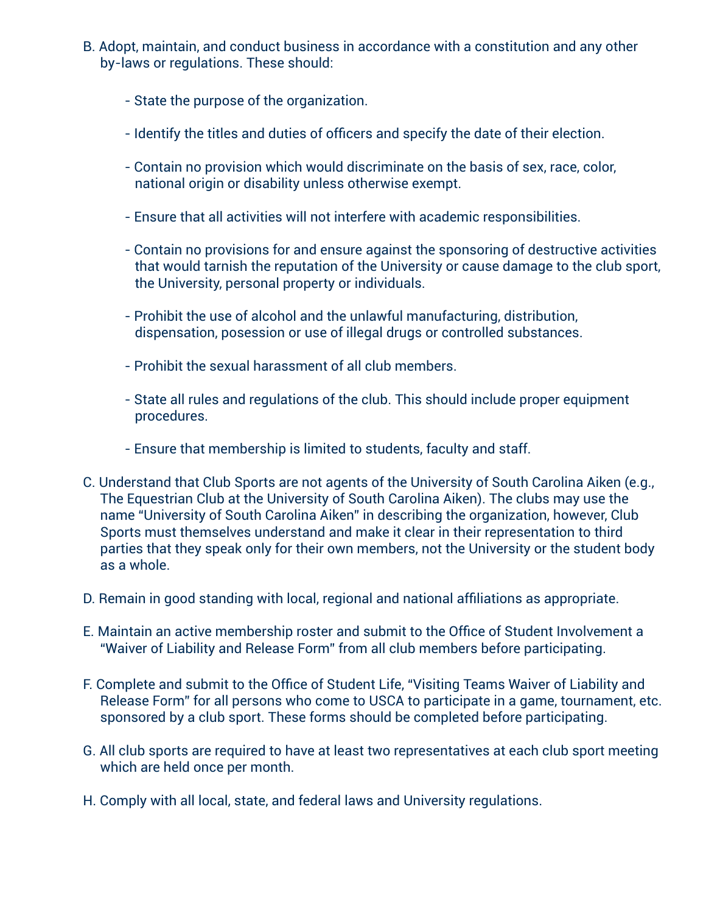B. Adopt, maintain, and conduct business in accordance with a constitution and any other by-laws or regulations. These should:

- State the purpose of the organization.
- Identify the titles and duties of officers and specify the date of their election.
- Contain no provision which would discriminate on the basis of sex, race, color, national origin or disability unless otherwise exempt.
- Ensure that all activities will not interfere with academic responsibilities.
- Contain no provisions for and ensure against the sponsoring of destructive activities that would tarnish the reputation of the University or cause damage to the club sport, the University, personal property or individuals.
- Prohibit the use of alcohol and the unlawful manufacturing, distribution, dispensation, posession or use of illegal drugs or controlled substances.
- Prohibit the sexual harassment of all club members.
- State all rules and regulations of the club. This should include proper equipment procedures.
- Ensure that membership is limited to students, faculty and staff.

C. Understand that Club Sports are not agents of the University of South Carolina Aiken (e.g., The Equestrian Club at the University of South Carolina Aiken). The clubs may use the name "University of South Carolina Aiken" in describing the organization, however, Club Sports must themselves understand and make it clear in their representation to third parties that they speak only for their own members, not the University or the student body as a whole.

D. Remain in good standing with local, regional and national affiliations as appropriate.

E. Maintain an active membership roster and submit to the Office of Student Involvement a "Waiver of Liability and Release Form" from all club members before participating.

F. Complete and submit to the Office of Student Life, "Visiting Teams Waiver of Liability and Release Form" for all persons who come to USCA to participate in a game, tournament, etc. sponsored by a club sport. These forms should be completed before participating.

G. All club sports are required to have at least two representatives at each club sport meeting which are held once per month.

H. Comply with all local, state, and federal laws and University regulations.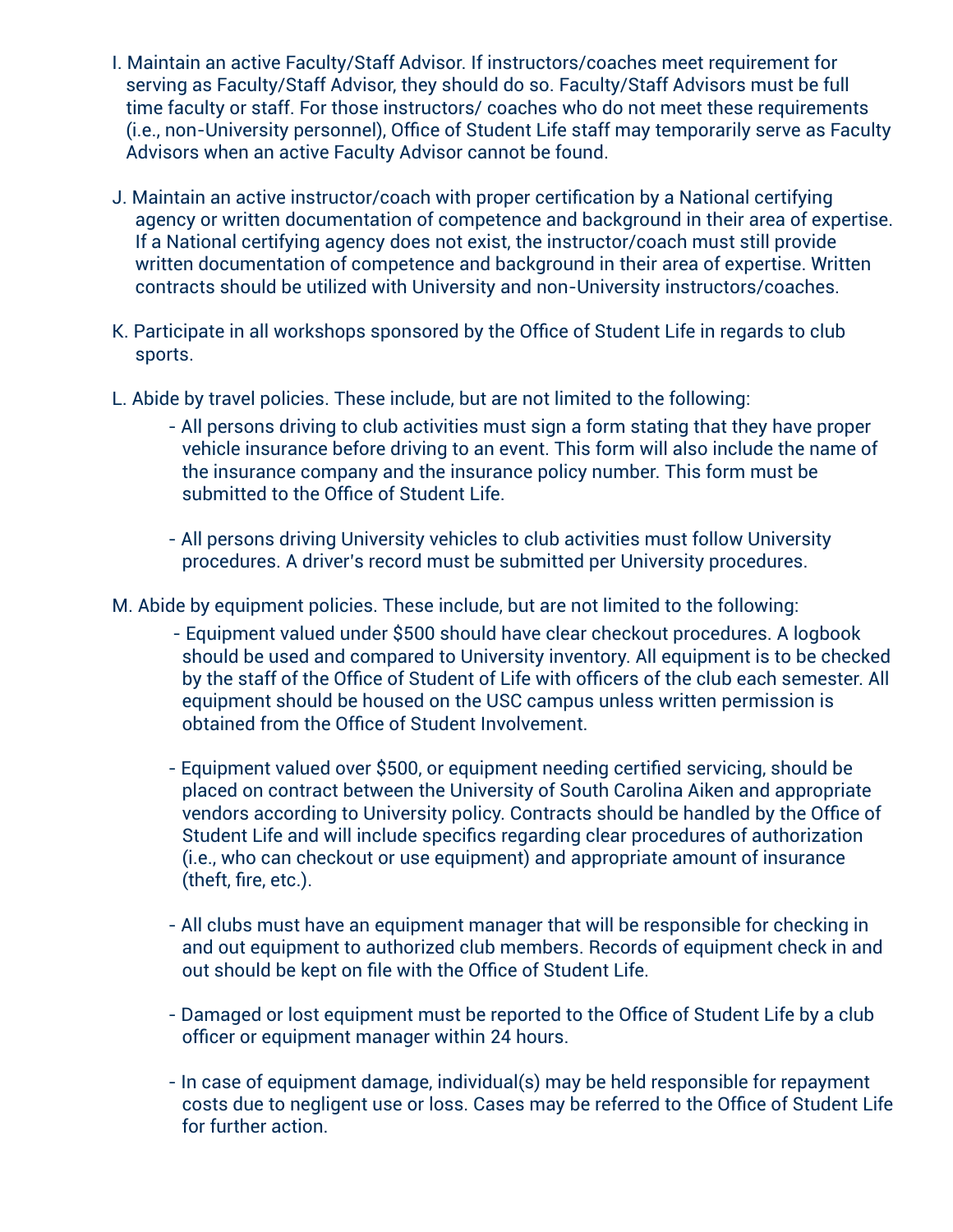I. Maintain an active Faculty/Staff Advisor. If instructors/coaches meet requirement for serving as Faculty/Staff Advisor, they should do so. Faculty/Staff Advisors must be full time faculty or staff. For those instructors/ coaches who do not meet these requirements (i.e., non-University personnel), Office of Student Life staff may temporarily serve as Faculty Advisors when an active Faculty Advisor cannot be found.

J. Maintain an active instructor/coach with proper certification by a National certifying agency or written documentation of competence and background in their area of expertise. If a National certifying agency does not exist, the instructor/coach must still provide written documentation of competence and background in their area of expertise. Written contracts should be utilized with University and non-University instructors/coaches.

K. Participate in all workshops sponsored by the Office of Student Life in regards to club sports.

L. Abide by travel policies. These include, but are not limited to the following:

- All persons driving to club activities must sign a form stating that they have proper vehicle insurance before driving to an event. This form will also include the name of the insurance company and the insurance policy number. This form must be submitted to the Office of Student Life.

- All persons driving University vehicles to club activities must follow University procedures. A driver's record must be submitted per University procedures.

M. Abide by equipment policies. These include, but are not limited to the following:

- Equipment valued under $500 should have clear checkout procedures. A logbook should be used and compared to University inventory. All equipment is to be checked by the staff of the Office of Student of Life with officers of the club each semester. All equipment should be housed on the USC campus unless written permission is obtained from the Office of Student Involvement.

- Equipment valued over $500, or equipment needing certified servicing, should be placed on contract between the University of South Carolina Aiken and appropriate vendors according to University policy. Contracts should be handled by the Office of Student Life and will include specifics regarding clear procedures of authorization (i.e., who can checkout or use equipment) and appropriate amount of insurance (theft, fire, etc.).

- All clubs must have an equipment manager that will be responsible for checking in and out equipment to authorized club members. Records of equipment check in and out should be kept on file with the Office of Student Life.

- Damaged or lost equipment must be reported to the Office of Student Life by a club officer or equipment manager within 24 hours.

- In case of equipment damage, individual(s) may be held responsible for repayment costs due to negligent use or loss. Cases may be referred to the Office of Student Life for further action.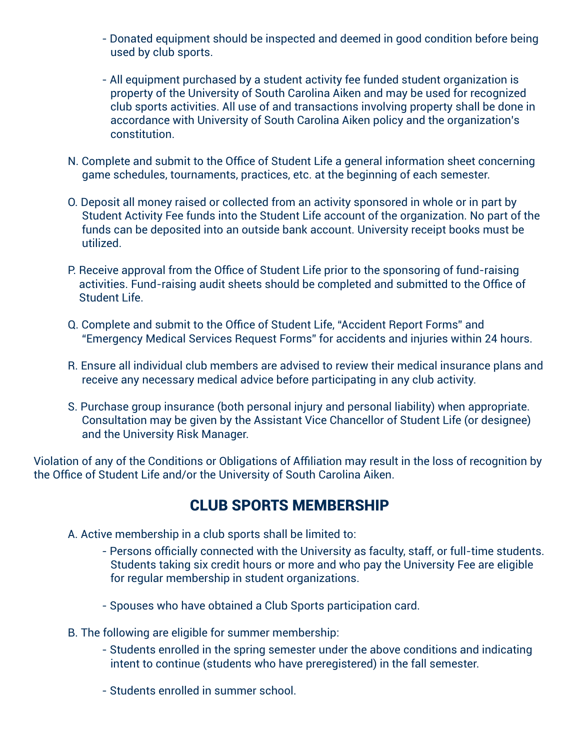- Donated equipment should be inspected and deemed in good condition before being used by club sports.

    - All equipment purchased by a student activity fee funded student organization is property of the University of South Carolina Aiken and may be used for recognized club sports activities. All use of and transactions involving property shall be done in accordance with University of South Carolina Aiken policy and the organization's constitution.

N. Complete and submit to the Office of Student Life a general information sheet concerning game schedules, tournaments, practices, etc. at the beginning of each semester.

O. Deposit all money raised or collected from an activity sponsored in whole or in part by Student Activity Fee funds into the Student Life account of the organization. No part of the funds can be deposited into an outside bank account. University receipt books must be utilized.

P. Receive approval from the Office of Student Life prior to the sponsoring of fund-raising activities. Fund-raising audit sheets should be completed and submitted to the Office of Student Life.

Q. Complete and submit to the Office of Student Life, "Accident Report Forms" and "Emergency Medical Services Request Forms" for accidents and injuries within 24 hours.

R. Ensure all individual club members are advised to review their medical insurance plans and receive any necessary medical advice before participating in any club activity.

S. Purchase group insurance (both personal injury and personal liability) when appropriate. Consultation may be given by the Assistant Vice Chancellor of Student Life (or designee) and the University Risk Manager.

Violation of any of the Conditions or Obligations of Affiliation may result in the loss of recognition by the Office of Student Life and/or the University of South Carolina Aiken.

## CLUB SPORTS MEMBERSHIP

A. Active membership in a club sports shall be limited to:

    - Persons officially connected with the University as faculty, staff, or full-time students. Students taking six credit hours or more and who pay the University Fee are eligible for regular membership in student organizations.

    - Spouses who have obtained a Club Sports participation card.

B. The following are eligible for summer membership:

    - Students enrolled in the spring semester under the above conditions and indicating intent to continue (students who have preregistered) in the fall semester.

    - Students enrolled in summer school.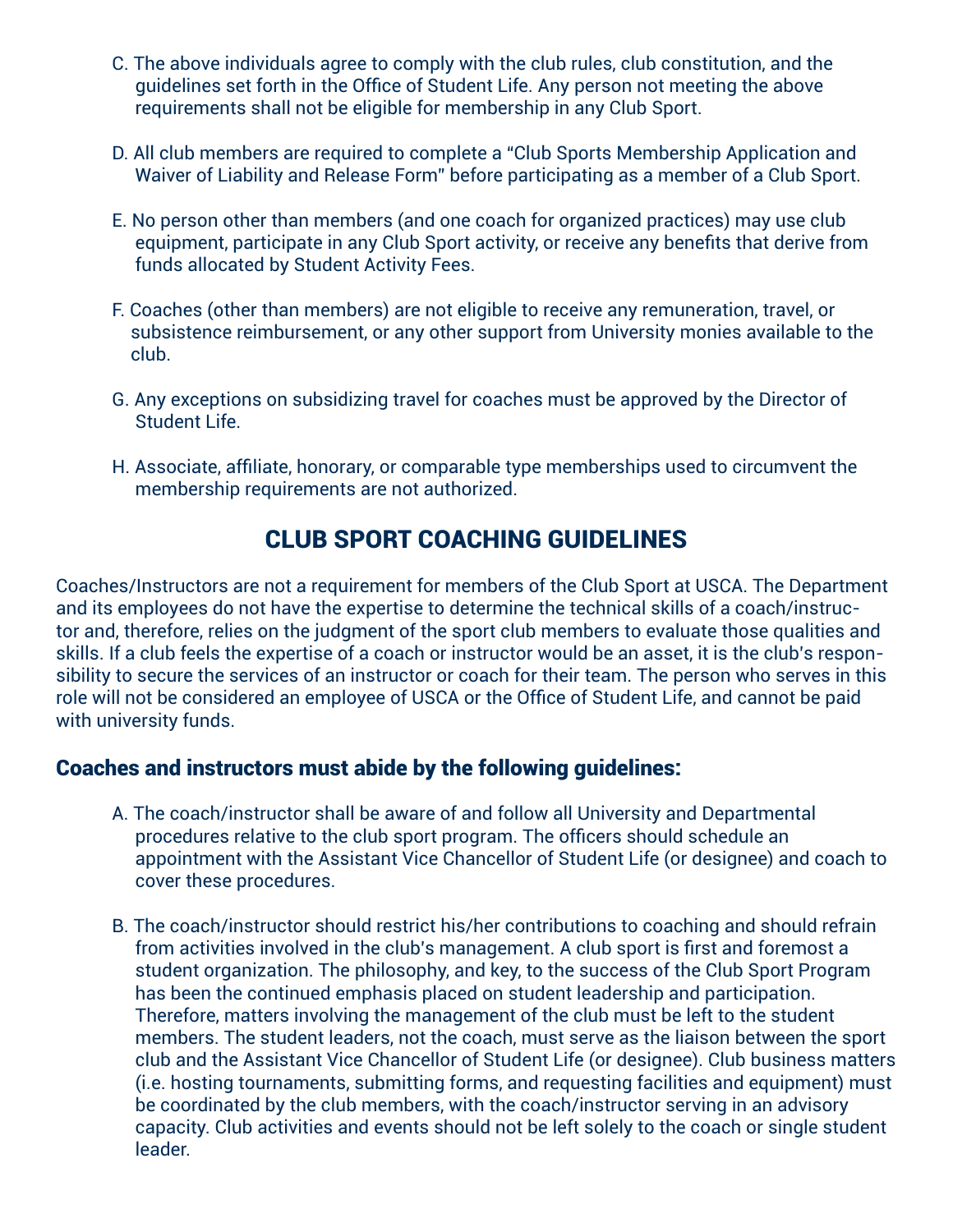C. The above individuals agree to comply with the club rules, club constitution, and the guidelines set forth in the Office of Student Life. Any person not meeting the above requirements shall not be eligible for membership in any Club Sport.

D. All club members are required to complete a “Club Sports Membership Application and Waiver of Liability and Release Form" before participating as a member of a Club Sport.

E. No person other than members (and one coach for organized practices) may use club equipment, participate in any Club Sport activity, or receive any benefits that derive from funds allocated by Student Activity Fees.

F. Coaches (other than members) are not eligible to receive any remuneration, travel, or subsistence reimbursement, or any other support from University monies available to the club.

G. Any exceptions on subsidizing travel for coaches must be approved by the Director of Student Life.

H. Associate, affiliate, honorary, or comparable type memberships used to circumvent the membership requirements are not authorized.

## CLUB SPORT COACHING GUIDELINES

Coaches/Instructors are not a requirement for members of the Club Sport at USCA. The Department and its employees do not have the expertise to determine the technical skills of a coach/instructor and, therefore, relies on the judgment of the sport club members to evaluate those qualities and skills. If a club feels the expertise of a coach or instructor would be an asset, it is the club's responsibility to secure the services of an instructor or coach for their team. The person who serves in this role will not be considered an employee of USCA or the Office of Student Life, and cannot be paid with university funds.

### Coaches and instructors must abide by the following guidelines:

A. The coach/instructor shall be aware of and follow all University and Departmental procedures relative to the club sport program. The officers should schedule an appointment with the Assistant Vice Chancellor of Student Life (or designee) and coach to cover these procedures.

B. The coach/instructor should restrict his/her contributions to coaching and should refrain from activities involved in the club's management. A club sport is first and foremost a student organization. The philosophy, and key, to the success of the Club Sport Program has been the continued emphasis placed on student leadership and participation. Therefore, matters involving the management of the club must be left to the student members. The student leaders, not the coach, must serve as the liaison between the sport club and the Assistant Vice Chancellor of Student Life (or designee). Club business matters (i.e. hosting tournaments, submitting forms, and requesting facilities and equipment) must be coordinated by the club members, with the coach/instructor serving in an advisory capacity. Club activities and events should not be left solely to the coach or single student leader.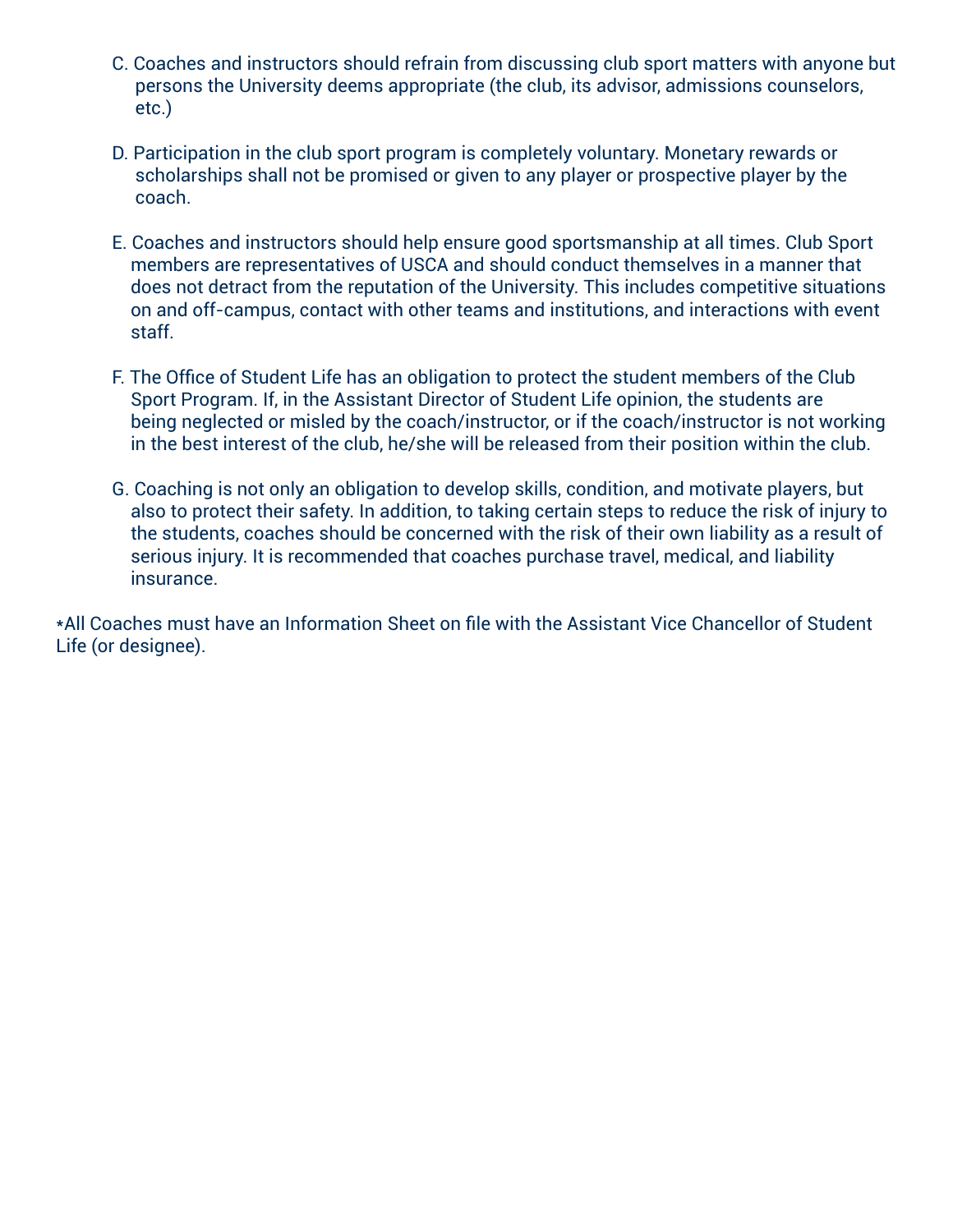C. Coaches and instructors should refrain from discussing club sport matters with anyone but persons the University deems appropriate (the club, its advisor, admissions counselors, etc.)

D. Participation in the club sport program is completely voluntary. Monetary rewards or scholarships shall not be promised or given to any player or prospective player by the coach.

E. Coaches and instructors should help ensure good sportsmanship at all times. Club Sport members are representatives of USCA and should conduct themselves in a manner that does not detract from the reputation of the University. This includes competitive situations on and off-campus, contact with other teams and institutions, and interactions with event staff.

F. The Office of Student Life has an obligation to protect the student members of the Club Sport Program. If, in the Assistant Director of Student Life opinion, the students are being neglected or misled by the coach/instructor, or if the coach/instructor is not working in the best interest of the club, he/she will be released from their position within the club.

G. Coaching is not only an obligation to develop skills, condition, and motivate players, but also to protect their safety. In addition, to taking certain steps to reduce the risk of injury to the students, coaches should be concerned with the risk of their own liability as a result of serious injury. It is recommended that coaches purchase travel, medical, and liability insurance.

*All Coaches must have an Information Sheet on file with the Assistant Vice Chancellor of Student Life (or designee).